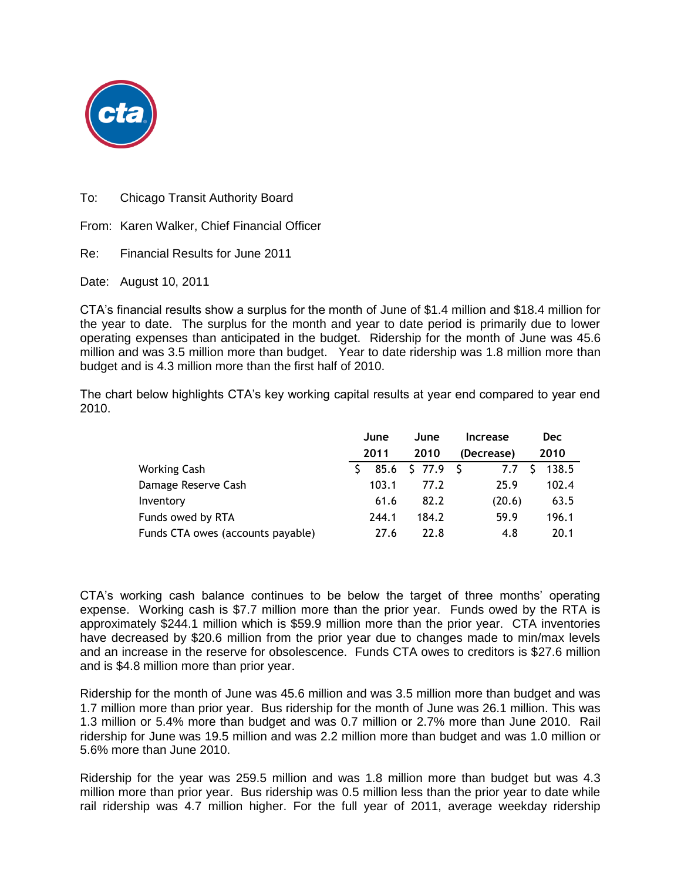To: Chicago Transit Authority Board

From: Karen Walker, Chief Financial Officer

Re: Financial Results for June 2011

Date: August 10, 2011

CTA's financial results show a surplus for the month of June of $1.4 million and $18.4 million for the year to date. The surplus for the month and year to date period is primarily due to lower operating expenses than anticipated in the budget. Ridership for the month of June was 45.6 million and was 3.5 million more than budget. Year to date ridership was 1.8 million more than budget and is 4.3 million more than the first half of 2010.

The chart below highlights CTA's key working capital results at year end compared to year end 2010.

| | June 2011 | June 2010 | Increase (Decrease) | Dec 2010 |
|---|---|---|---|---|
| Working Cash | $ 85.6 | $ 77.9 | $ 7.7 | $ 138.5 |
| Damage Reserve Cash | 103.1 | 77.2 | 25.9 | 102.4 |
| Inventory | 61.6 | 82.2 | (20.6) | 63.5 |
| Funds owed by RTA | 244.1 | 184.2 | 59.9 | 196.1 |
| Funds CTA owes (accounts payable) | 27.6 | 22.8 | 4.8 | 20.1 |

CTA's working cash balance continues to be below the target of three months' operating expense. Working cash is $7.7 million more than the prior year. Funds owed by the RTA is approximately $244.1 million which is $59.9 million more than the prior year. CTA inventories have decreased by $20.6 million from the prior year due to changes made to min/max levels and an increase in the reserve for obsolescence. Funds CTA owes to creditors is $27.6 million and is $4.8 million more than prior year.

Ridership for the month of June was 45.6 million and was 3.5 million more than budget and was 1.7 million more than prior year. Bus ridership for the month of June was 26.1 million. This was 1.3 million or 5.4% more than budget and was 0.7 million or 2.7% more than June 2010. Rail ridership for June was 19.5 million and was 2.2 million more than budget and was 1.0 million or 5.6% more than June 2010.

Ridership for the year was 259.5 million and was 1.8 million more than budget but was 4.3 million more than prior year. Bus ridership was 0.5 million less than the prior year to date while rail ridership was 4.7 million higher. For the full year of 2011, average weekday ridership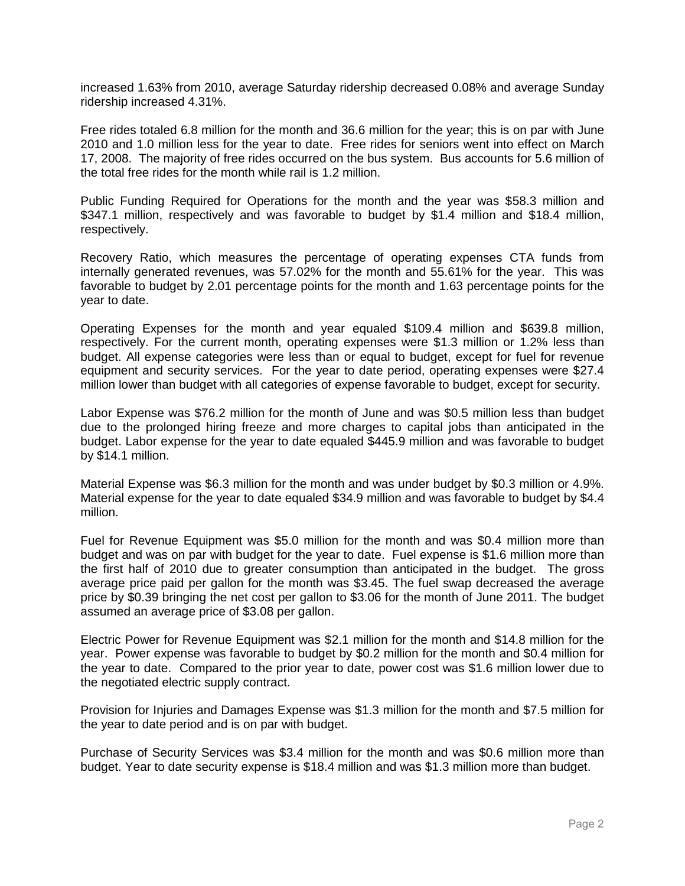increased 1.63% from 2010, average Saturday ridership decreased 0.08% and average Sunday ridership increased 4.31%.

Free rides totaled 6.8 million for the month and 36.6 million for the year; this is on par with June 2010 and 1.0 million less for the year to date. Free rides for seniors went into effect on March 17, 2008. The majority of free rides occurred on the bus system. Bus accounts for 5.6 million of the total free rides for the month while rail is 1.2 million.

Public Funding Required for Operations for the month and the year was $58.3 million and $347.1 million, respectively and was favorable to budget by $1.4 million and $18.4 million, respectively.

Recovery Ratio, which measures the percentage of operating expenses CTA funds from internally generated revenues, was 57.02% for the month and 55.61% for the year. This was favorable to budget by 2.01 percentage points for the month and 1.63 percentage points for the year to date.

Operating Expenses for the month and year equaled $109.4 million and $639.8 million, respectively. For the current month, operating expenses were $1.3 million or 1.2% less than budget. All expense categories were less than or equal to budget, except for fuel for revenue equipment and security services. For the year to date period, operating expenses were $27.4 million lower than budget with all categories of expense favorable to budget, except for security.

Labor Expense was $76.2 million for the month of June and was $0.5 million less than budget due to the prolonged hiring freeze and more charges to capital jobs than anticipated in the budget. Labor expense for the year to date equaled $445.9 million and was favorable to budget by $14.1 million.

Material Expense was $6.3 million for the month and was under budget by $0.3 million or 4.9%. Material expense for the year to date equaled $34.9 million and was favorable to budget by $4.4 million.

Fuel for Revenue Equipment was $5.0 million for the month and was $0.4 million more than budget and was on par with budget for the year to date. Fuel expense is $1.6 million more than the first half of 2010 due to greater consumption than anticipated in the budget. The gross average price paid per gallon for the month was $3.45. The fuel swap decreased the average price by $0.39 bringing the net cost per gallon to $3.06 for the month of June 2011. The budget assumed an average price of $3.08 per gallon.

Electric Power for Revenue Equipment was $2.1 million for the month and $14.8 million for the year. Power expense was favorable to budget by $0.2 million for the month and $0.4 million for the year to date. Compared to the prior year to date, power cost was $1.6 million lower due to the negotiated electric supply contract.

Provision for Injuries and Damages Expense was $1.3 million for the month and $7.5 million for the year to date period and is on par with budget.

Purchase of Security Services was $3.4 million for the month and was $0.6 million more than budget. Year to date security expense is $18.4 million and was $1.3 million more than budget.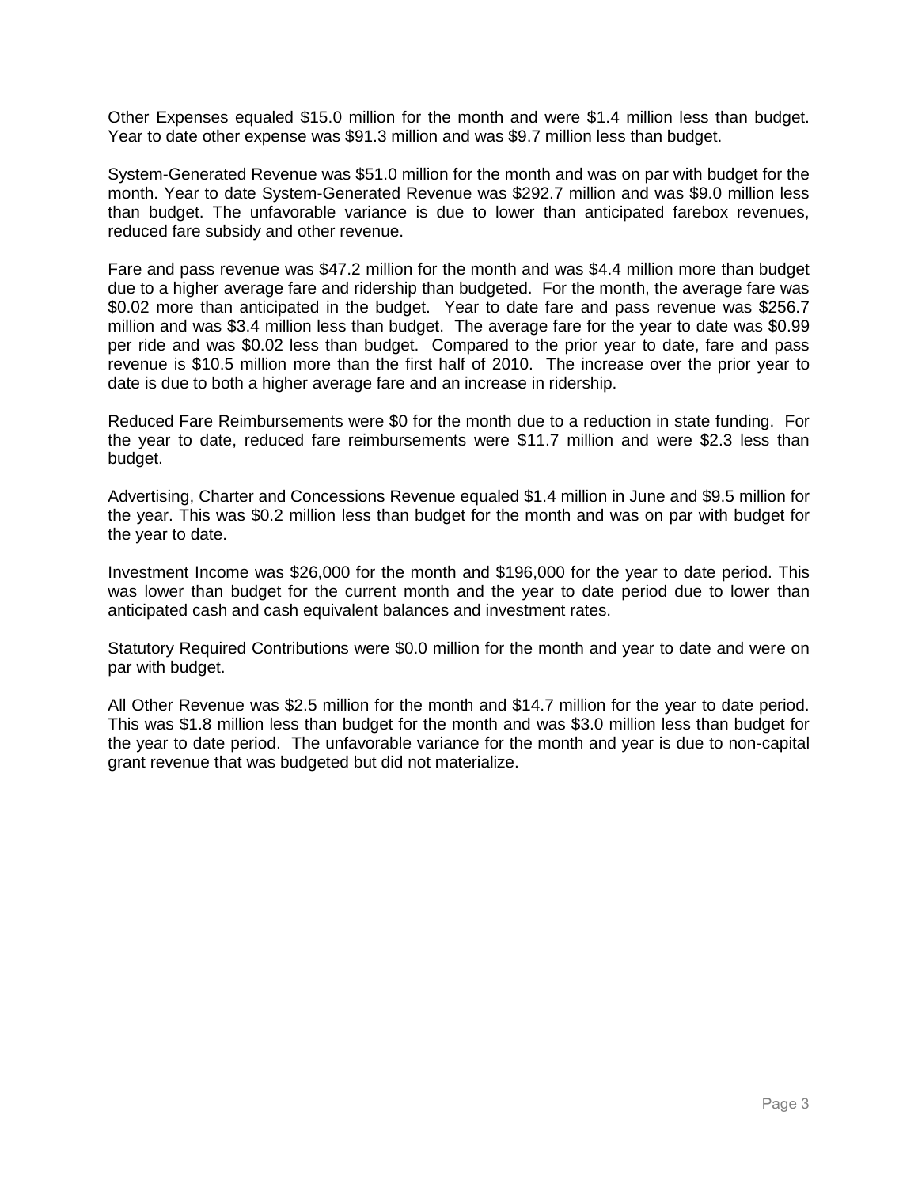Other Expenses equaled $15.0 million for the month and were $1.4 million less than budget. Year to date other expense was $91.3 million and was $9.7 million less than budget.

System-Generated Revenue was $51.0 million for the month and was on par with budget for the month. Year to date System-Generated Revenue was $292.7 million and was $9.0 million less than budget. The unfavorable variance is due to lower than anticipated farebox revenues, reduced fare subsidy and other revenue.

Fare and pass revenue was $47.2 million for the month and was $4.4 million more than budget due to a higher average fare and ridership than budgeted. For the month, the average fare was $0.02 more than anticipated in the budget. Year to date fare and pass revenue was $256.7 million and was $3.4 million less than budget. The average fare for the year to date was $0.99 per ride and was $0.02 less than budget. Compared to the prior year to date, fare and pass revenue is $10.5 million more than the first half of 2010. The increase over the prior year to date is due to both a higher average fare and an increase in ridership.

Reduced Fare Reimbursements were $0 for the month due to a reduction in state funding. For the year to date, reduced fare reimbursements were $11.7 million and were $2.3 less than budget.

Advertising, Charter and Concessions Revenue equaled $1.4 million in June and $9.5 million for the year. This was $0.2 million less than budget for the month and was on par with budget for the year to date.

Investment Income was $26,000 for the month and $196,000 for the year to date period. This was lower than budget for the current month and the year to date period due to lower than anticipated cash and cash equivalent balances and investment rates.

Statutory Required Contributions were $0.0 million for the month and year to date and were on par with budget.

All Other Revenue was $2.5 million for the month and $14.7 million for the year to date period. This was $1.8 million less than budget for the month and was $3.0 million less than budget for the year to date period. The unfavorable variance for the month and year is due to non-capital grant revenue that was budgeted but did not materialize.